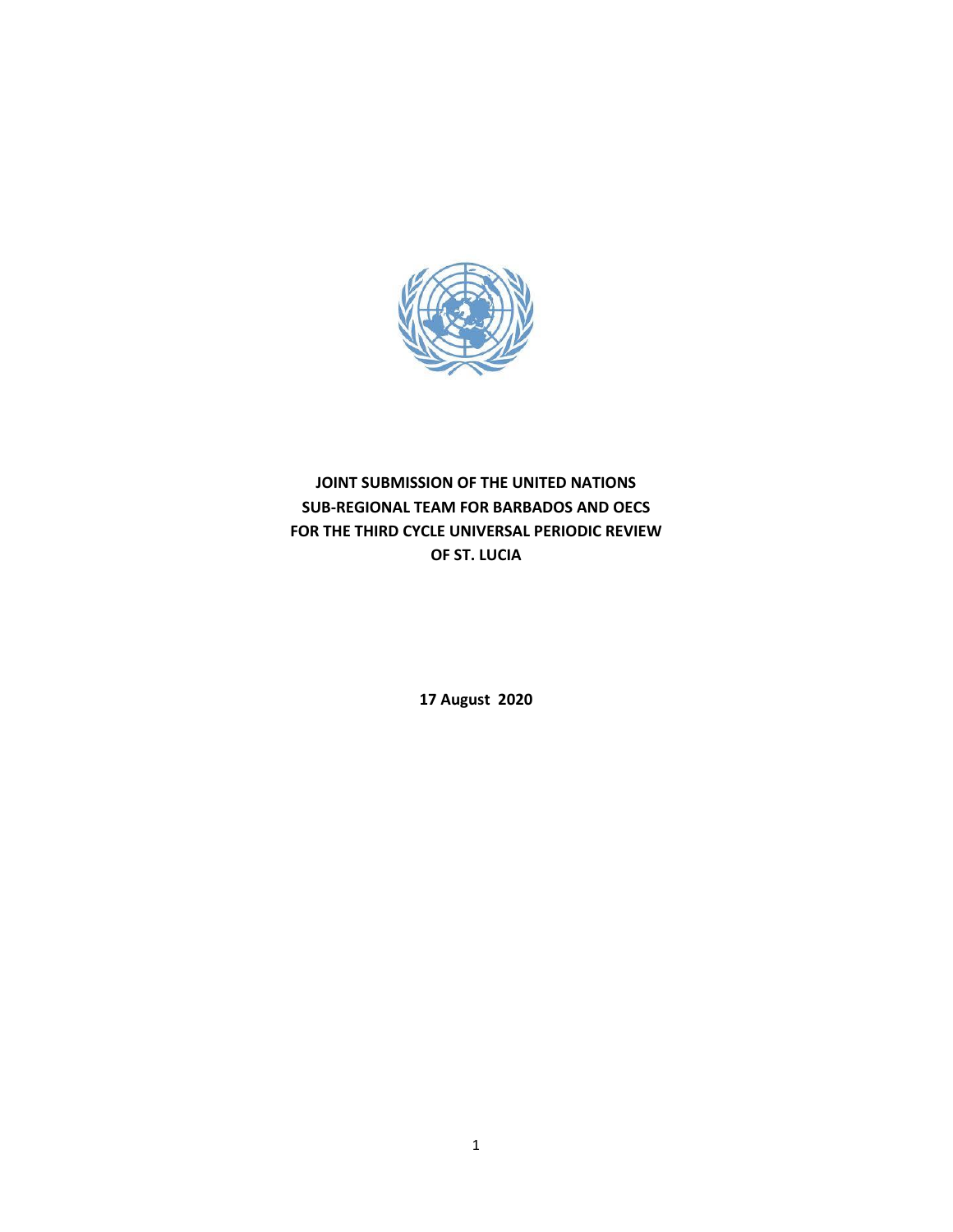**JOINT SUBMISSION OF THE UNITED NATIONS SUB-REGIONAL TEAM FOR BARBADOS AND OECS FOR THE THIRD CYCLE UNIVERSAL PERIODIC REVIEW OF ST. LUCIA**

**17 August 2020**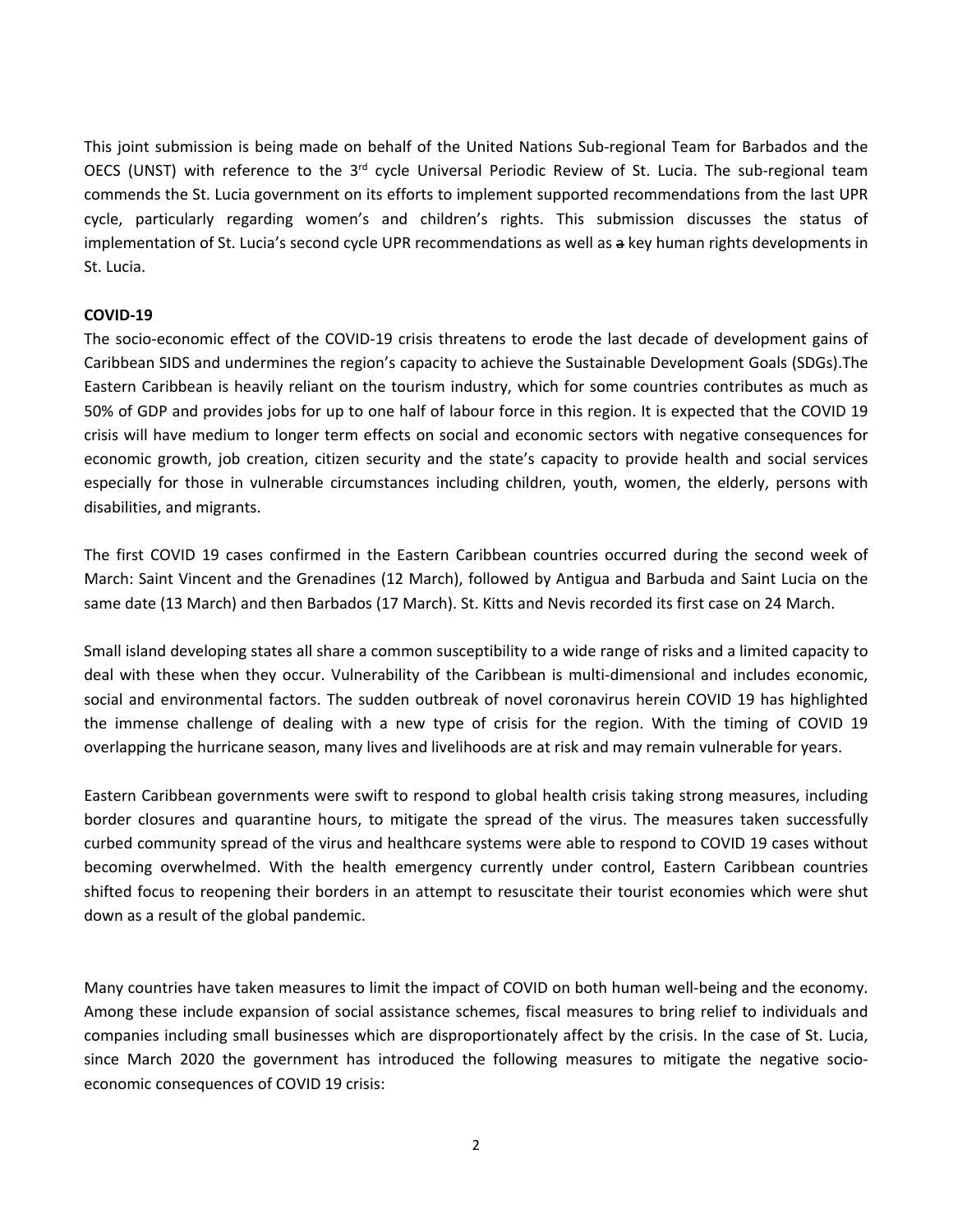This joint submission is being made on behalf of the United Nations Sub-regional Team for Barbados and the OECS (UNST) with reference to the 3rd cycle Universal Periodic Review of St. Lucia. The sub-regional team commends the St. Lucia government on its efforts to implement supported recommendations from the last UPR cycle, particularly regarding women's and children's rights. This submission discusses the status of implementation of St. Lucia's second cycle UPR recommendations as well as ~~a~~ key human rights developments in St. Lucia.

**COVID-19**

The socio-economic effect of the COVID-19 crisis threatens to erode the last decade of development gains of Caribbean SIDS and undermines the region's capacity to achieve the Sustainable Development Goals (SDGs).The Eastern Caribbean is heavily reliant on the tourism industry, which for some countries contributes as much as 50% of GDP and provides jobs for up to one half of labour force in this region. It is expected that the COVID 19 crisis will have medium to longer term effects on social and economic sectors with negative consequences for economic growth, job creation, citizen security and the state's capacity to provide health and social services especially for those in vulnerable circumstances including children, youth, women, the elderly, persons with disabilities, and migrants.

The first COVID 19 cases confirmed in the Eastern Caribbean countries occurred during the second week of March: Saint Vincent and the Grenadines (12 March), followed by Antigua and Barbuda and Saint Lucia on the same date (13 March) and then Barbados (17 March). St. Kitts and Nevis recorded its first case on 24 March.

Small island developing states all share a common susceptibility to a wide range of risks and a limited capacity to deal with these when they occur. Vulnerability of the Caribbean is multi-dimensional and includes economic, social and environmental factors. The sudden outbreak of novel coronavirus herein COVID 19 has highlighted the immense challenge of dealing with a new type of crisis for the region. With the timing of COVID 19 overlapping the hurricane season, many lives and livelihoods are at risk and may remain vulnerable for years.

Eastern Caribbean governments were swift to respond to global health crisis taking strong measures, including border closures and quarantine hours, to mitigate the spread of the virus. The measures taken successfully curbed community spread of the virus and healthcare systems were able to respond to COVID 19 cases without becoming overwhelmed. With the health emergency currently under control, Eastern Caribbean countries shifted focus to reopening their borders in an attempt to resuscitate their tourist economies which were shut down as a result of the global pandemic.

Many countries have taken measures to limit the impact of COVID on both human well-being and the economy. Among these include expansion of social assistance schemes, fiscal measures to bring relief to individuals and companies including small businesses which are disproportionately affect by the crisis. In the case of St. Lucia, since March 2020 the government has introduced the following measures to mitigate the negative socio-economic consequences of COVID 19 crisis: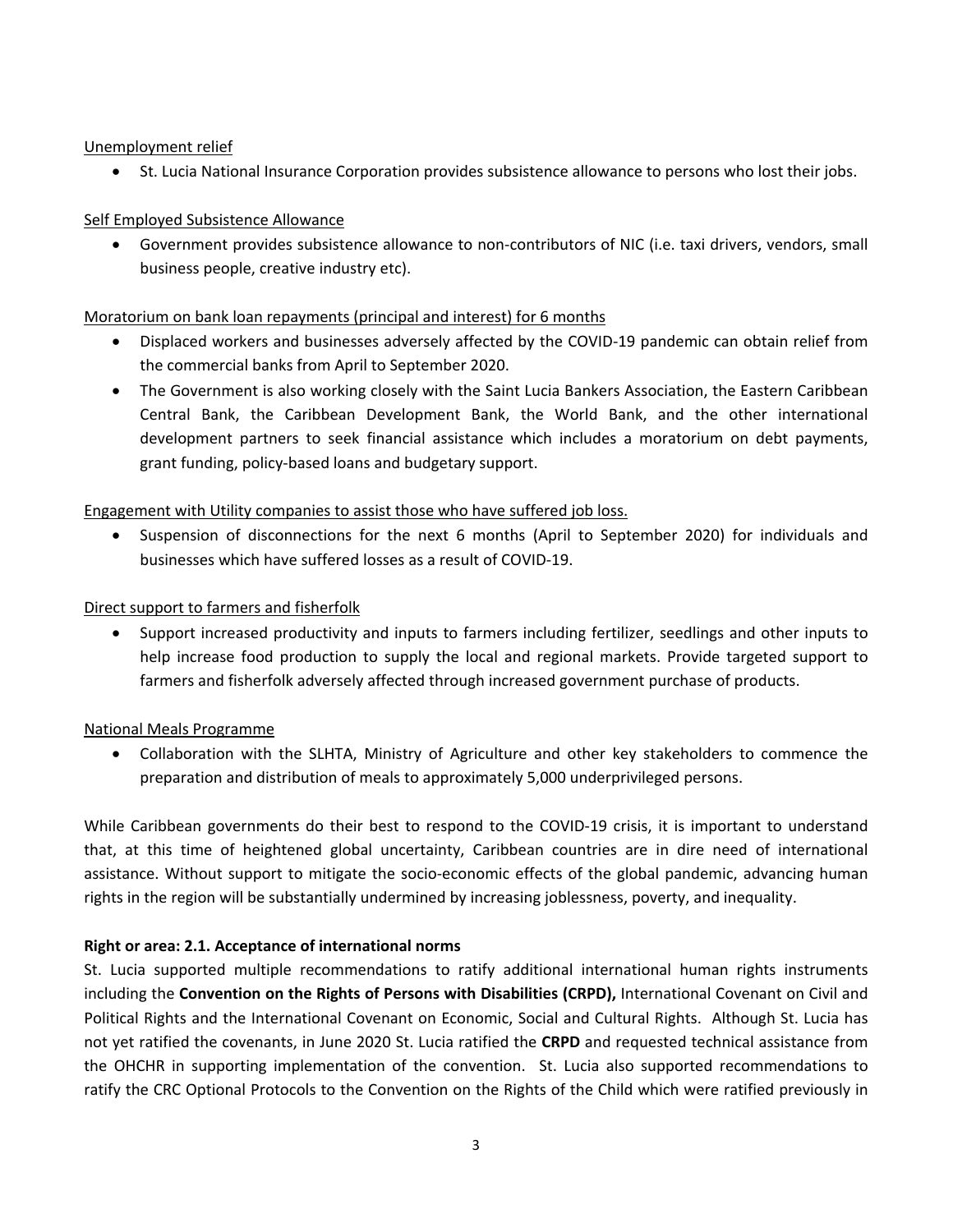Unemployment relief

- St. Lucia National Insurance Corporation provides subsistence allowance to persons who lost their jobs.

Self Employed Subsistence Allowance

- Government provides subsistence allowance to non-contributors of NIC (i.e. taxi drivers, vendors, small business people, creative industry etc).

Moratorium on bank loan repayments (principal and interest) for 6 months

- Displaced workers and businesses adversely affected by the COVID-19 pandemic can obtain relief from the commercial banks from April to September 2020.
- The Government is also working closely with the Saint Lucia Bankers Association, the Eastern Caribbean Central Bank, the Caribbean Development Bank, the World Bank, and the other international development partners to seek financial assistance which includes a moratorium on debt payments, grant funding, policy-based loans and budgetary support.

Engagement with Utility companies to assist those who have suffered job loss.

- Suspension of disconnections for the next 6 months (April to September 2020) for individuals and businesses which have suffered losses as a result of COVID-19.

Direct support to farmers and fisherfolk

- Support increased productivity and inputs to farmers including fertilizer, seedlings and other inputs to help increase food production to supply the local and regional markets. Provide targeted support to farmers and fisherfolk adversely affected through increased government purchase of products.

National Meals Programme

- Collaboration with the SLHTA, Ministry of Agriculture and other key stakeholders to commence the preparation and distribution of meals to approximately 5,000 underprivileged persons.

While Caribbean governments do their best to respond to the COVID-19 crisis, it is important to understand that, at this time of heightened global uncertainty, Caribbean countries are in dire need of international assistance. Without support to mitigate the socio-economic effects of the global pandemic, advancing human rights in the region will be substantially undermined by increasing joblessness, poverty, and inequality.

**Right or area: 2.1. Acceptance of international norms**

St. Lucia supported multiple recommendations to ratify additional international human rights instruments including the **Convention on the Rights of Persons with Disabilities (CRPD),** International Covenant on Civil and Political Rights and the International Covenant on Economic, Social and Cultural Rights. Although St. Lucia has not yet ratified the covenants, in June 2020 St. Lucia ratified the **CRPD** and requested technical assistance from the OHCHR in supporting implementation of the convention. St. Lucia also supported recommendations to ratify the CRC Optional Protocols to the Convention on the Rights of the Child which were ratified previously in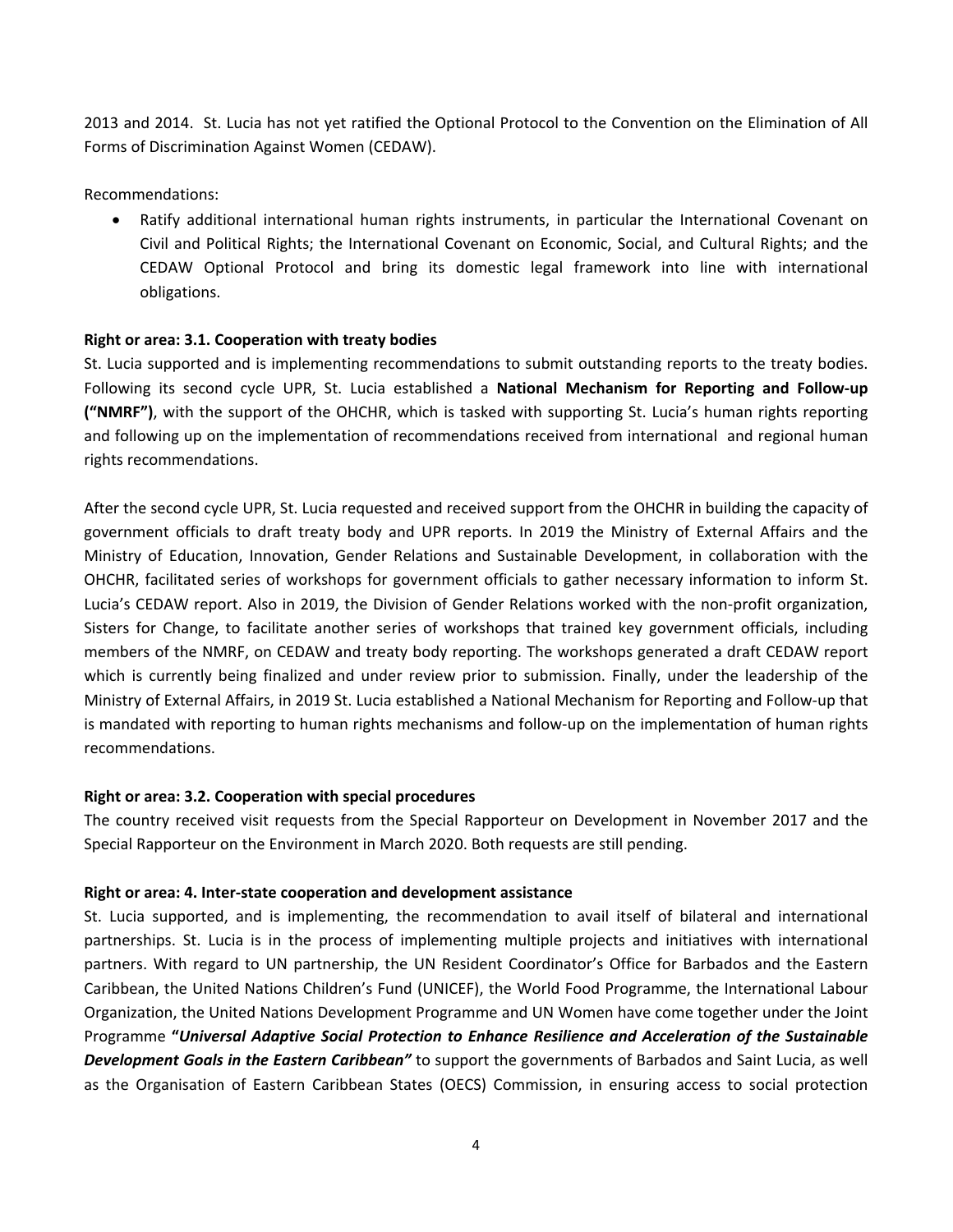2013 and 2014. St. Lucia has not yet ratified the Optional Protocol to the Convention on the Elimination of All Forms of Discrimination Against Women (CEDAW).

Recommendations:

- Ratify additional international human rights instruments, in particular the International Covenant on Civil and Political Rights; the International Covenant on Economic, Social, and Cultural Rights; and the CEDAW Optional Protocol and bring its domestic legal framework into line with international obligations.

**Right or area: 3.1. Cooperation with treaty bodies**

St. Lucia supported and is implementing recommendations to submit outstanding reports to the treaty bodies. Following its second cycle UPR, St. Lucia established a **National Mechanism for Reporting and Follow-up ("NMRF")**, with the support of the OHCHR, which is tasked with supporting St. Lucia's human rights reporting and following up on the implementation of recommendations received from international and regional human rights recommendations.

After the second cycle UPR, St. Lucia requested and received support from the OHCHR in building the capacity of government officials to draft treaty body and UPR reports. In 2019 the Ministry of External Affairs and the Ministry of Education, Innovation, Gender Relations and Sustainable Development, in collaboration with the OHCHR, facilitated series of workshops for government officials to gather necessary information to inform St. Lucia's CEDAW report. Also in 2019, the Division of Gender Relations worked with the non-profit organization, Sisters for Change, to facilitate another series of workshops that trained key government officials, including members of the NMRF, on CEDAW and treaty body reporting. The workshops generated a draft CEDAW report which is currently being finalized and under review prior to submission. Finally, under the leadership of the Ministry of External Affairs, in 2019 St. Lucia established a National Mechanism for Reporting and Follow-up that is mandated with reporting to human rights mechanisms and follow-up on the implementation of human rights recommendations.

**Right or area: 3.2. Cooperation with special procedures**

The country received visit requests from the Special Rapporteur on Development in November 2017 and the Special Rapporteur on the Environment in March 2020. Both requests are still pending.

**Right or area: 4. Inter-state cooperation and development assistance**

St. Lucia supported, and is implementing, the recommendation to avail itself of bilateral and international partnerships. St. Lucia is in the process of implementing multiple projects and initiatives with international partners. With regard to UN partnership, the UN Resident Coordinator's Office for Barbados and the Eastern Caribbean, the United Nations Children's Fund (UNICEF), the World Food Programme, the International Labour Organization, the United Nations Development Programme and UN Women have come together under the Joint Programme ***"Universal Adaptive Social Protection to Enhance Resilience and Acceleration of the Sustainable Development Goals in the Eastern Caribbean"*** to support the governments of Barbados and Saint Lucia, as well as the Organisation of Eastern Caribbean States (OECS) Commission, in ensuring access to social protection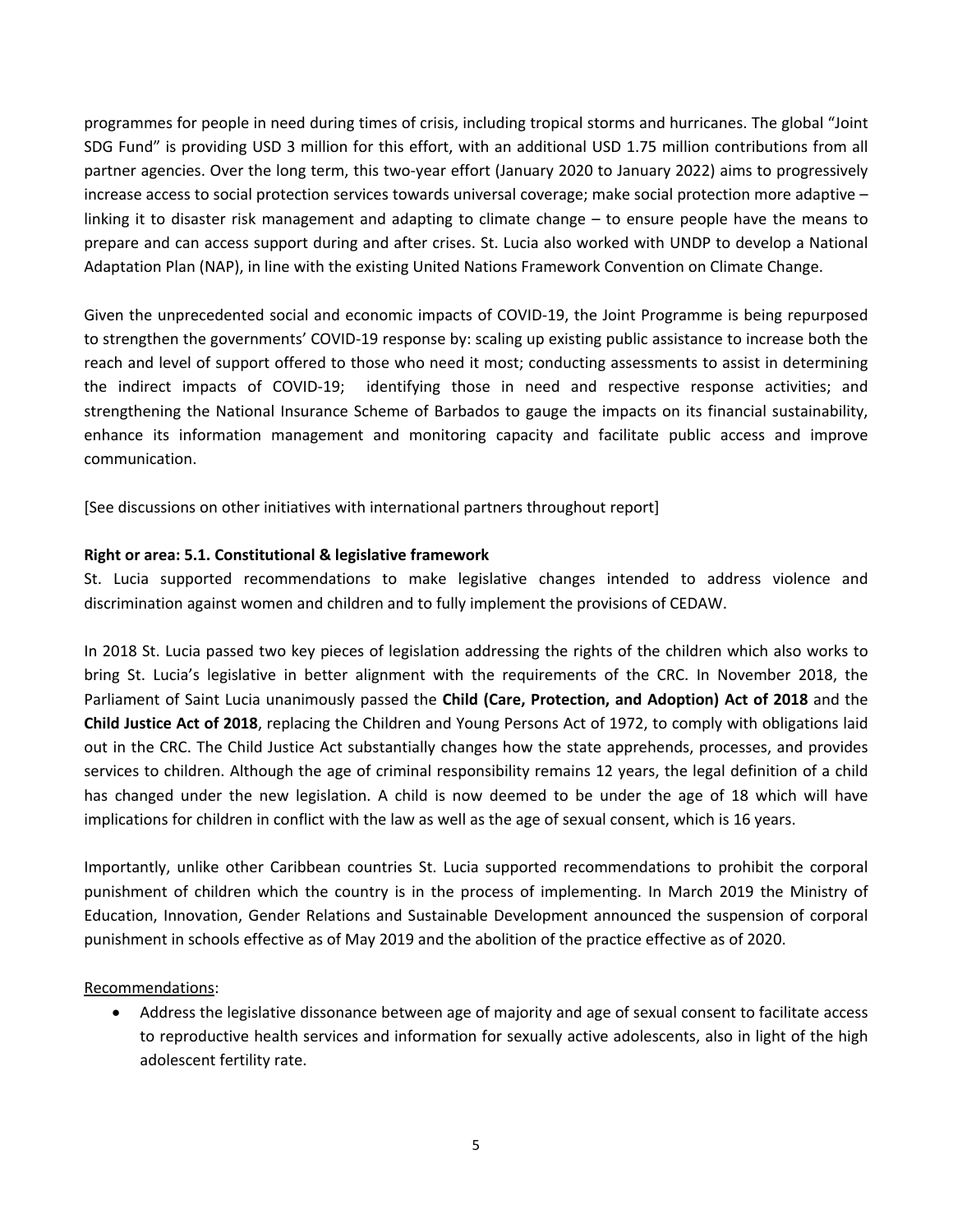programmes for people in need during times of crisis, including tropical storms and hurricanes. The global "Joint SDG Fund" is providing USD 3 million for this effort, with an additional USD 1.75 million contributions from all partner agencies. Over the long term, this two-year effort (January 2020 to January 2022) aims to progressively increase access to social protection services towards universal coverage; make social protection more adaptive – linking it to disaster risk management and adapting to climate change – to ensure people have the means to prepare and can access support during and after crises. St. Lucia also worked with UNDP to develop a National Adaptation Plan (NAP), in line with the existing United Nations Framework Convention on Climate Change.

Given the unprecedented social and economic impacts of COVID-19, the Joint Programme is being repurposed to strengthen the governments' COVID-19 response by: scaling up existing public assistance to increase both the reach and level of support offered to those who need it most; conducting assessments to assist in determining the indirect impacts of COVID-19; identifying those in need and respective response activities; and strengthening the National Insurance Scheme of Barbados to gauge the impacts on its financial sustainability, enhance its information management and monitoring capacity and facilitate public access and improve communication.

[See discussions on other initiatives with international partners throughout report]

**Right or area: 5.1. Constitutional & legislative framework**

St. Lucia supported recommendations to make legislative changes intended to address violence and discrimination against women and children and to fully implement the provisions of CEDAW.

In 2018 St. Lucia passed two key pieces of legislation addressing the rights of the children which also works to bring St. Lucia's legislative in better alignment with the requirements of the CRC. In November 2018, the Parliament of Saint Lucia unanimously passed the **Child (Care, Protection, and Adoption) Act of 2018** and the **Child Justice Act of 2018**, replacing the Children and Young Persons Act of 1972, to comply with obligations laid out in the CRC. The Child Justice Act substantially changes how the state apprehends, processes, and provides services to children. Although the age of criminal responsibility remains 12 years, the legal definition of a child has changed under the new legislation. A child is now deemed to be under the age of 18 which will have implications for children in conflict with the law as well as the age of sexual consent, which is 16 years.

Importantly, unlike other Caribbean countries St. Lucia supported recommendations to prohibit the corporal punishment of children which the country is in the process of implementing. In March 2019 the Ministry of Education, Innovation, Gender Relations and Sustainable Development announced the suspension of corporal punishment in schools effective as of May 2019 and the abolition of the practice effective as of 2020.

Recommendations:

- Address the legislative dissonance between age of majority and age of sexual consent to facilitate access to reproductive health services and information for sexually active adolescents, also in light of the high adolescent fertility rate.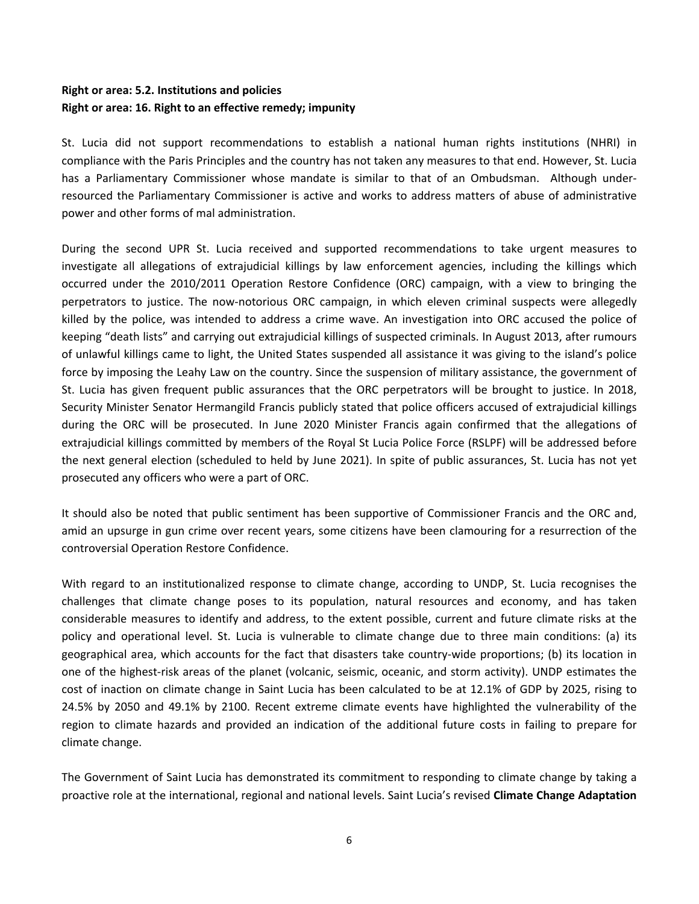**Right or area: 5.2. Institutions and policies**
**Right or area: 16. Right to an effective remedy; impunity**

St. Lucia did not support recommendations to establish a national human rights institutions (NHRI) in compliance with the Paris Principles and the country has not taken any measures to that end. However, St. Lucia has a Parliamentary Commissioner whose mandate is similar to that of an Ombudsman. Although under-resourced the Parliamentary Commissioner is active and works to address matters of abuse of administrative power and other forms of mal administration.

During the second UPR St. Lucia received and supported recommendations to take urgent measures to investigate all allegations of extrajudicial killings by law enforcement agencies, including the killings which occurred under the 2010/2011 Operation Restore Confidence (ORC) campaign, with a view to bringing the perpetrators to justice. The now-notorious ORC campaign, in which eleven criminal suspects were allegedly killed by the police, was intended to address a crime wave. An investigation into ORC accused the police of keeping "death lists" and carrying out extrajudicial killings of suspected criminals. In August 2013, after rumours of unlawful killings came to light, the United States suspended all assistance it was giving to the island's police force by imposing the Leahy Law on the country. Since the suspension of military assistance, the government of St. Lucia has given frequent public assurances that the ORC perpetrators will be brought to justice. In 2018, Security Minister Senator Hermangild Francis publicly stated that police officers accused of extrajudicial killings during the ORC will be prosecuted. In June 2020 Minister Francis again confirmed that the allegations of extrajudicial killings committed by members of the Royal St Lucia Police Force (RSLPF) will be addressed before the next general election (scheduled to held by June 2021). In spite of public assurances, St. Lucia has not yet prosecuted any officers who were a part of ORC.

It should also be noted that public sentiment has been supportive of Commissioner Francis and the ORC and, amid an upsurge in gun crime over recent years, some citizens have been clamouring for a resurrection of the controversial Operation Restore Confidence.

With regard to an institutionalized response to climate change, according to UNDP, St. Lucia recognises the challenges that climate change poses to its population, natural resources and economy, and has taken considerable measures to identify and address, to the extent possible, current and future climate risks at the policy and operational level. St. Lucia is vulnerable to climate change due to three main conditions: (a) its geographical area, which accounts for the fact that disasters take country-wide proportions; (b) its location in one of the highest-risk areas of the planet (volcanic, seismic, oceanic, and storm activity). UNDP estimates the cost of inaction on climate change in Saint Lucia has been calculated to be at 12.1% of GDP by 2025, rising to 24.5% by 2050 and 49.1% by 2100. Recent extreme climate events have highlighted the vulnerability of the region to climate hazards and provided an indication of the additional future costs in failing to prepare for climate change.

The Government of Saint Lucia has demonstrated its commitment to responding to climate change by taking a proactive role at the international, regional and national levels. Saint Lucia's revised **Climate Change Adaptation**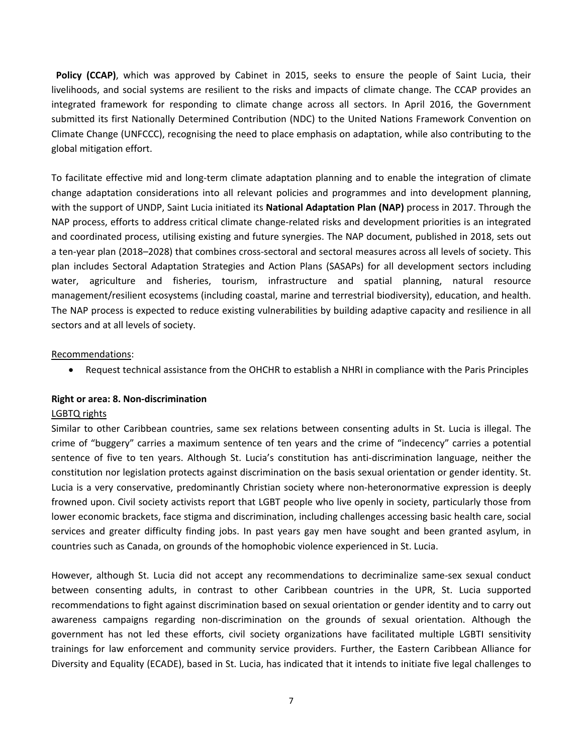**Policy (CCAP)**, which was approved by Cabinet in 2015, seeks to ensure the people of Saint Lucia, their livelihoods, and social systems are resilient to the risks and impacts of climate change. The CCAP provides an integrated framework for responding to climate change across all sectors. In April 2016, the Government submitted its first Nationally Determined Contribution (NDC) to the United Nations Framework Convention on Climate Change (UNFCCC), recognising the need to place emphasis on adaptation, while also contributing to the global mitigation effort.

To facilitate effective mid and long-term climate adaptation planning and to enable the integration of climate change adaptation considerations into all relevant policies and programmes and into development planning, with the support of UNDP, Saint Lucia initiated its **National Adaptation Plan (NAP)** process in 2017. Through the NAP process, efforts to address critical climate change-related risks and development priorities is an integrated and coordinated process, utilising existing and future synergies. The NAP document, published in 2018, sets out a ten-year plan (2018–2028) that combines cross-sectoral and sectoral measures across all levels of society. This plan includes Sectoral Adaptation Strategies and Action Plans (SASAPs) for all development sectors including water, agriculture and fisheries, tourism, infrastructure and spatial planning, natural resource management/resilient ecosystems (including coastal, marine and terrestrial biodiversity), education, and health. The NAP process is expected to reduce existing vulnerabilities by building adaptive capacity and resilience in all sectors and at all levels of society.

Recommendations:

- Request technical assistance from the OHCHR to establish a NHRI in compliance with the Paris Principles

**Right or area: 8. Non-discrimination**

LGBTQ rights

Similar to other Caribbean countries, same sex relations between consenting adults in St. Lucia is illegal. The crime of "buggery" carries a maximum sentence of ten years and the crime of "indecency" carries a potential sentence of five to ten years. Although St. Lucia's constitution has anti-discrimination language, neither the constitution nor legislation protects against discrimination on the basis sexual orientation or gender identity. St. Lucia is a very conservative, predominantly Christian society where non-heteronormative expression is deeply frowned upon. Civil society activists report that LGBT people who live openly in society, particularly those from lower economic brackets, face stigma and discrimination, including challenges accessing basic health care, social services and greater difficulty finding jobs. In past years gay men have sought and been granted asylum, in countries such as Canada, on grounds of the homophobic violence experienced in St. Lucia.

However, although St. Lucia did not accept any recommendations to decriminalize same-sex sexual conduct between consenting adults, in contrast to other Caribbean countries in the UPR, St. Lucia supported recommendations to fight against discrimination based on sexual orientation or gender identity and to carry out awareness campaigns regarding non-discrimination on the grounds of sexual orientation. Although the government has not led these efforts, civil society organizations have facilitated multiple LGBTI sensitivity trainings for law enforcement and community service providers. Further, the Eastern Caribbean Alliance for Diversity and Equality (ECADE), based in St. Lucia, has indicated that it intends to initiate five legal challenges to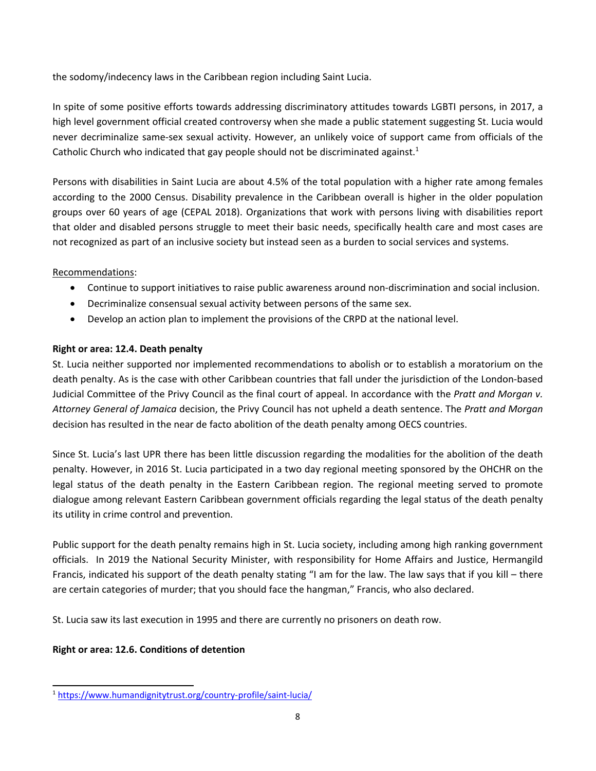the sodomy/indecency laws in the Caribbean region including Saint Lucia.

In spite of some positive efforts towards addressing discriminatory attitudes towards LGBTI persons, in 2017, a high level government official created controversy when she made a public statement suggesting St. Lucia would never decriminalize same-sex sexual activity. However, an unlikely voice of support came from officials of the Catholic Church who indicated that gay people should not be discriminated against.[1]

Persons with disabilities in Saint Lucia are about 4.5% of the total population with a higher rate among females according to the 2000 Census. Disability prevalence in the Caribbean overall is higher in the older population groups over 60 years of age (CEPAL 2018). Organizations that work with persons living with disabilities report that older and disabled persons struggle to meet their basic needs, specifically health care and most cases are not recognized as part of an inclusive society but instead seen as a burden to social services and systems.

Recommendations:

- Continue to support initiatives to raise public awareness around non-discrimination and social inclusion.
- Decriminalize consensual sexual activity between persons of the same sex.
- Develop an action plan to implement the provisions of the CRPD at the national level.

**Right or area: 12.4. Death penalty**

St. Lucia neither supported nor implemented recommendations to abolish or to establish a moratorium on the death penalty. As is the case with other Caribbean countries that fall under the jurisdiction of the London-based Judicial Committee of the Privy Council as the final court of appeal. In accordance with the *Pratt and Morgan v. Attorney General of Jamaica* decision, the Privy Council has not upheld a death sentence. The *Pratt and Morgan* decision has resulted in the near de facto abolition of the death penalty among OECS countries.

Since St. Lucia's last UPR there has been little discussion regarding the modalities for the abolition of the death penalty. However, in 2016 St. Lucia participated in a two day regional meeting sponsored by the OHCHR on the legal status of the death penalty in the Eastern Caribbean region. The regional meeting served to promote dialogue among relevant Eastern Caribbean government officials regarding the legal status of the death penalty its utility in crime control and prevention.

Public support for the death penalty remains high in St. Lucia society, including among high ranking government officials. In 2019 the National Security Minister, with responsibility for Home Affairs and Justice, Hermangild Francis, indicated his support of the death penalty stating "I am for the law. The law says that if you kill – there are certain categories of murder; that you should face the hangman," Francis, who also declared.

St. Lucia saw its last execution in 1995 and there are currently no prisoners on death row.

**Right or area: 12.6. Conditions of detention**

[1] https://www.humandignitytrust.org/country-profile/saint-lucia/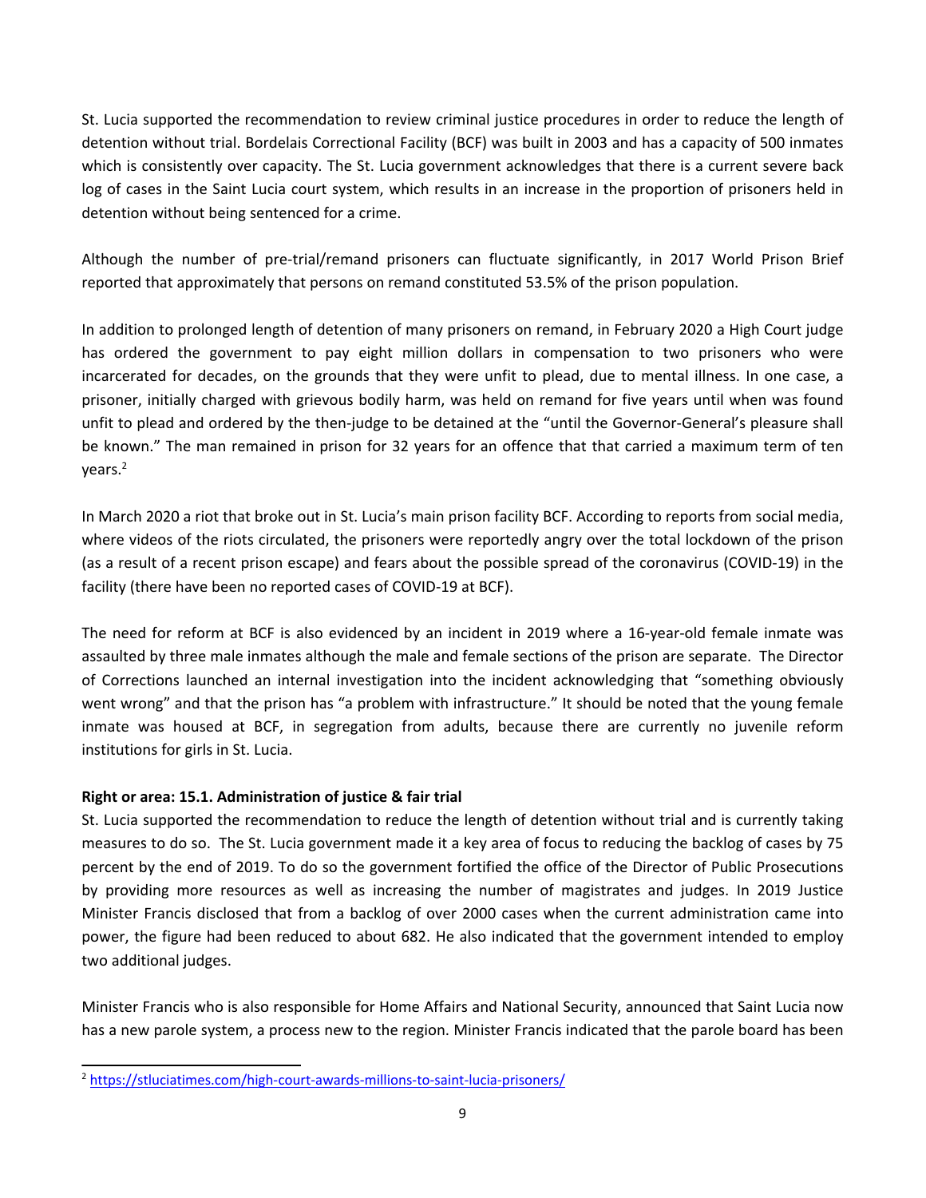St. Lucia supported the recommendation to review criminal justice procedures in order to reduce the length of detention without trial. Bordelais Correctional Facility (BCF) was built in 2003 and has a capacity of 500 inmates which is consistently over capacity. The St. Lucia government acknowledges that there is a current severe back log of cases in the Saint Lucia court system, which results in an increase in the proportion of prisoners held in detention without being sentenced for a crime.

Although the number of pre-trial/remand prisoners can fluctuate significantly, in 2017 World Prison Brief reported that approximately that persons on remand constituted 53.5% of the prison population.

In addition to prolonged length of detention of many prisoners on remand, in February 2020 a High Court judge has ordered the government to pay eight million dollars in compensation to two prisoners who were incarcerated for decades, on the grounds that they were unfit to plead, due to mental illness. In one case, a prisoner, initially charged with grievous bodily harm, was held on remand for five years until when was found unfit to plead and ordered by the then-judge to be detained at the "until the Governor-General's pleasure shall be known." The man remained in prison for 32 years for an offence that that carried a maximum term of ten years.[2]

In March 2020 a riot that broke out in St. Lucia's main prison facility BCF. According to reports from social media, where videos of the riots circulated, the prisoners were reportedly angry over the total lockdown of the prison (as a result of a recent prison escape) and fears about the possible spread of the coronavirus (COVID-19) in the facility (there have been no reported cases of COVID-19 at BCF).

The need for reform at BCF is also evidenced by an incident in 2019 where a 16-year-old female inmate was assaulted by three male inmates although the male and female sections of the prison are separate. The Director of Corrections launched an internal investigation into the incident acknowledging that "something obviously went wrong" and that the prison has "a problem with infrastructure." It should be noted that the young female inmate was housed at BCF, in segregation from adults, because there are currently no juvenile reform institutions for girls in St. Lucia.

**Right or area: 15.1. Administration of justice & fair trial**

St. Lucia supported the recommendation to reduce the length of detention without trial and is currently taking measures to do so. The St. Lucia government made it a key area of focus to reducing the backlog of cases by 75 percent by the end of 2019. To do so the government fortified the office of the Director of Public Prosecutions by providing more resources as well as increasing the number of magistrates and judges. In 2019 Justice Minister Francis disclosed that from a backlog of over 2000 cases when the current administration came into power, the figure had been reduced to about 682. He also indicated that the government intended to employ two additional judges.

Minister Francis who is also responsible for Home Affairs and National Security, announced that Saint Lucia now has a new parole system, a process new to the region. Minister Francis indicated that the parole board has been

[2] https://stluciatimes.com/high-court-awards-millions-to-saint-lucia-prisoners/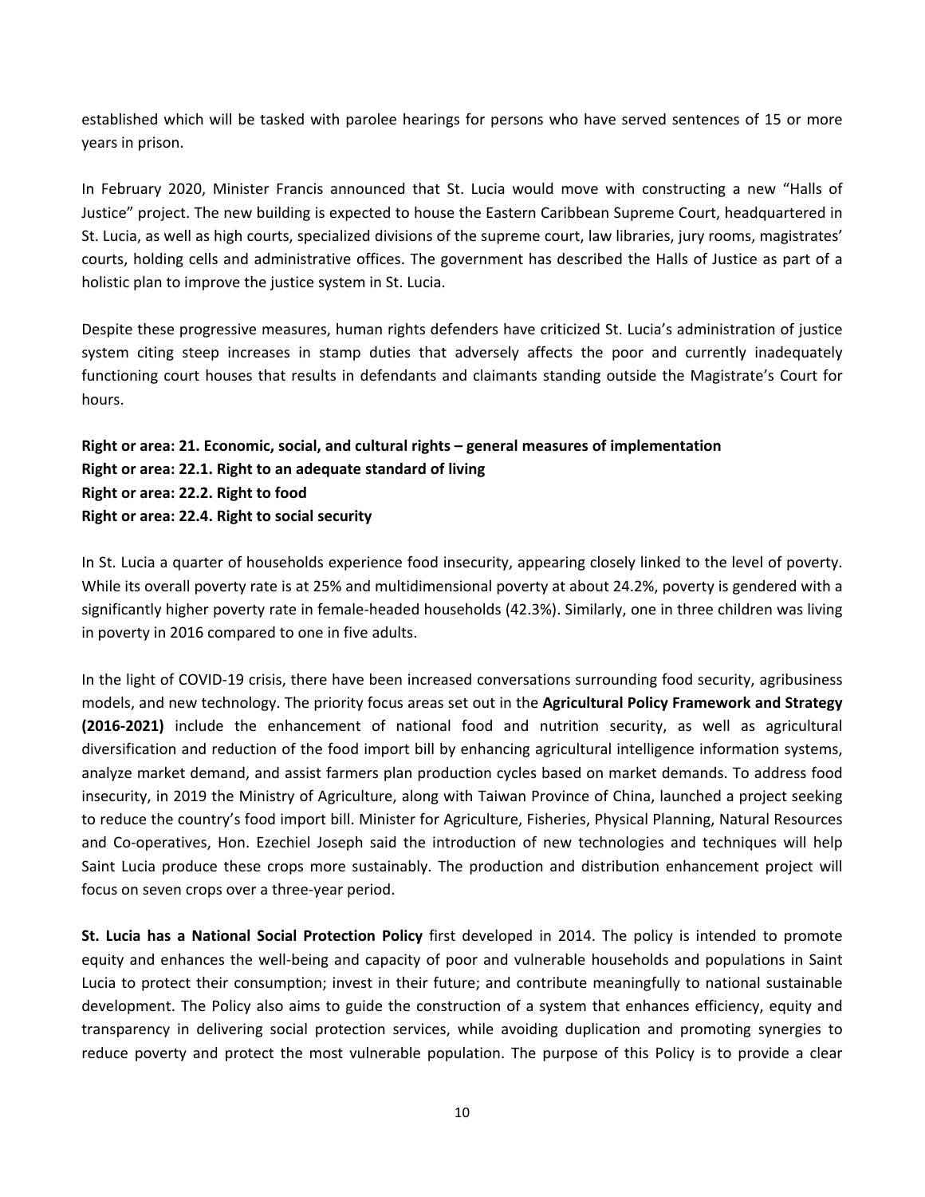established which will be tasked with parolee hearings for persons who have served sentences of 15 or more years in prison.

In February 2020, Minister Francis announced that St. Lucia would move with constructing a new "Halls of Justice" project. The new building is expected to house the Eastern Caribbean Supreme Court, headquartered in St. Lucia, as well as high courts, specialized divisions of the supreme court, law libraries, jury rooms, magistrates' courts, holding cells and administrative offices. The government has described the Halls of Justice as part of a holistic plan to improve the justice system in St. Lucia.

Despite these progressive measures, human rights defenders have criticized St. Lucia's administration of justice system citing steep increases in stamp duties that adversely affects the poor and currently inadequately functioning court houses that results in defendants and claimants standing outside the Magistrate's Court for hours.

**Right or area: 21. Economic, social, and cultural rights – general measures of implementation**
**Right or area: 22.1. Right to an adequate standard of living**
**Right or area: 22.2. Right to food**
**Right or area: 22.4. Right to social security**

In St. Lucia a quarter of households experience food insecurity, appearing closely linked to the level of poverty. While its overall poverty rate is at 25% and multidimensional poverty at about 24.2%, poverty is gendered with a significantly higher poverty rate in female-headed households (42.3%). Similarly, one in three children was living in poverty in 2016 compared to one in five adults.

In the light of COVID-19 crisis, there have been increased conversations surrounding food security, agribusiness models, and new technology. The priority focus areas set out in the **Agricultural Policy Framework and Strategy (2016-2021)** include the enhancement of national food and nutrition security, as well as agricultural diversification and reduction of the food import bill by enhancing agricultural intelligence information systems, analyze market demand, and assist farmers plan production cycles based on market demands. To address food insecurity, in 2019 the Ministry of Agriculture, along with Taiwan Province of China, launched a project seeking to reduce the country's food import bill. Minister for Agriculture, Fisheries, Physical Planning, Natural Resources and Co-operatives, Hon. Ezechiel Joseph said the introduction of new technologies and techniques will help Saint Lucia produce these crops more sustainably. The production and distribution enhancement project will focus on seven crops over a three-year period.

**St. Lucia has a National Social Protection Policy** first developed in 2014. The policy is intended to promote equity and enhances the well-being and capacity of poor and vulnerable households and populations in Saint Lucia to protect their consumption; invest in their future; and contribute meaningfully to national sustainable development. The Policy also aims to guide the construction of a system that enhances efficiency, equity and transparency in delivering social protection services, while avoiding duplication and promoting synergies to reduce poverty and protect the most vulnerable population. The purpose of this Policy is to provide a clear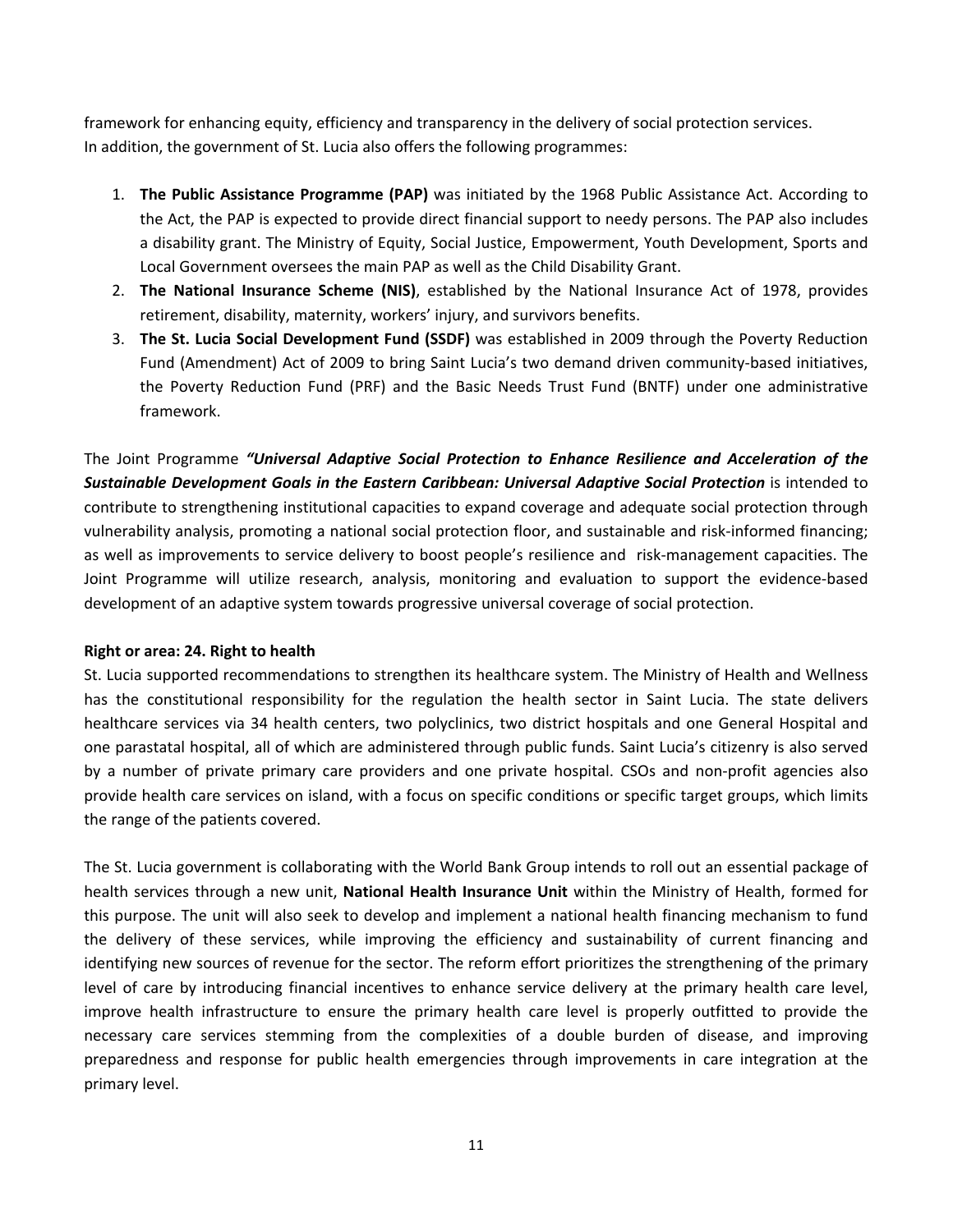framework for enhancing equity, efficiency and transparency in the delivery of social protection services. In addition, the government of St. Lucia also offers the following programmes:

1. **The Public Assistance Programme (PAP)** was initiated by the 1968 Public Assistance Act. According to the Act, the PAP is expected to provide direct financial support to needy persons. The PAP also includes a disability grant. The Ministry of Equity, Social Justice, Empowerment, Youth Development, Sports and Local Government oversees the main PAP as well as the Child Disability Grant.
2. **The National Insurance Scheme (NIS)**, established by the National Insurance Act of 1978, provides retirement, disability, maternity, workers' injury, and survivors benefits.
3. **The St. Lucia Social Development Fund (SSDF)** was established in 2009 through the Poverty Reduction Fund (Amendment) Act of 2009 to bring Saint Lucia's two demand driven community-based initiatives, the Poverty Reduction Fund (PRF) and the Basic Needs Trust Fund (BNTF) under one administrative framework.

The Joint Programme ***"Universal Adaptive Social Protection to Enhance Resilience and Acceleration of the Sustainable Development Goals in the Eastern Caribbean: Universal Adaptive Social Protection*** is intended to contribute to strengthening institutional capacities to expand coverage and adequate social protection through vulnerability analysis, promoting a national social protection floor, and sustainable and risk-informed financing; as well as improvements to service delivery to boost people's resilience and risk-management capacities. The Joint Programme will utilize research, analysis, monitoring and evaluation to support the evidence-based development of an adaptive system towards progressive universal coverage of social protection.

**Right or area: 24. Right to health**

St. Lucia supported recommendations to strengthen its healthcare system. The Ministry of Health and Wellness has the constitutional responsibility for the regulation the health sector in Saint Lucia. The state delivers healthcare services via 34 health centers, two polyclinics, two district hospitals and one General Hospital and one parastatal hospital, all of which are administered through public funds. Saint Lucia's citizenry is also served by a number of private primary care providers and one private hospital. CSOs and non-profit agencies also provide health care services on island, with a focus on specific conditions or specific target groups, which limits the range of the patients covered.

The St. Lucia government is collaborating with the World Bank Group intends to roll out an essential package of health services through a new unit, **National Health Insurance Unit** within the Ministry of Health, formed for this purpose. The unit will also seek to develop and implement a national health financing mechanism to fund the delivery of these services, while improving the efficiency and sustainability of current financing and identifying new sources of revenue for the sector. The reform effort prioritizes the strengthening of the primary level of care by introducing financial incentives to enhance service delivery at the primary health care level, improve health infrastructure to ensure the primary health care level is properly outfitted to provide the necessary care services stemming from the complexities of a double burden of disease, and improving preparedness and response for public health emergencies through improvements in care integration at the primary level.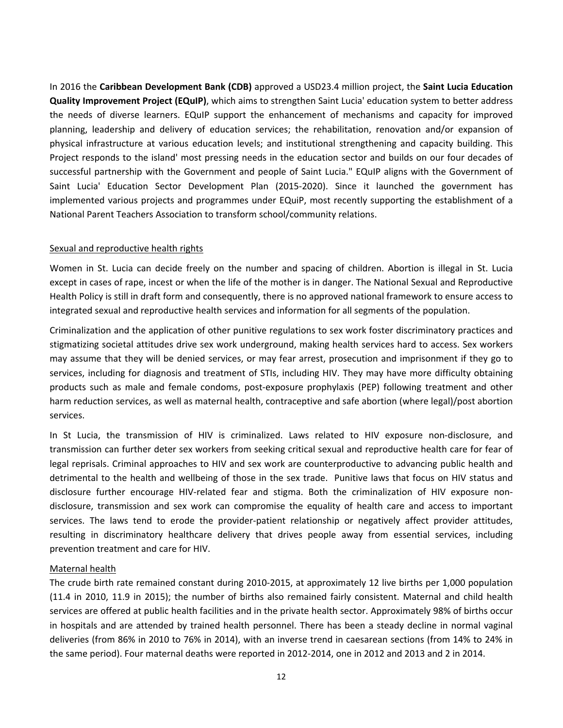In 2016 the **Caribbean Development Bank (CDB)** approved a USD23.4 million project, the **Saint Lucia Education Quality Improvement Project (EQuIP)**, which aims to strengthen Saint Lucia' education system to better address the needs of diverse learners. EQuIP support the enhancement of mechanisms and capacity for improved planning, leadership and delivery of education services; the rehabilitation, renovation and/or expansion of physical infrastructure at various education levels; and institutional strengthening and capacity building. This Project responds to the island' most pressing needs in the education sector and builds on our four decades of successful partnership with the Government and people of Saint Lucia." EQuIP aligns with the Government of Saint Lucia' Education Sector Development Plan (2015-2020). Since it launched the government has implemented various projects and programmes under EQuiP, most recently supporting the establishment of a National Parent Teachers Association to transform school/community relations.

## Sexual and reproductive health rights

Women in St. Lucia can decide freely on the number and spacing of children. Abortion is illegal in St. Lucia except in cases of rape, incest or when the life of the mother is in danger. The National Sexual and Reproductive Health Policy is still in draft form and consequently, there is no approved national framework to ensure access to integrated sexual and reproductive health services and information for all segments of the population.

Criminalization and the application of other punitive regulations to sex work foster discriminatory practices and stigmatizing societal attitudes drive sex work underground, making health services hard to access. Sex workers may assume that they will be denied services, or may fear arrest, prosecution and imprisonment if they go to services, including for diagnosis and treatment of STIs, including HIV. They may have more difficulty obtaining products such as male and female condoms, post-exposure prophylaxis (PEP) following treatment and other harm reduction services, as well as maternal health, contraceptive and safe abortion (where legal)/post abortion services.

In St Lucia, the transmission of HIV is criminalized. Laws related to HIV exposure non-disclosure, and transmission can further deter sex workers from seeking critical sexual and reproductive health care for fear of legal reprisals. Criminal approaches to HIV and sex work are counterproductive to advancing public health and detrimental to the health and wellbeing of those in the sex trade. Punitive laws that focus on HIV status and disclosure further encourage HIV-related fear and stigma. Both the criminalization of HIV exposure non-disclosure, transmission and sex work can compromise the equality of health care and access to important services. The laws tend to erode the provider-patient relationship or negatively affect provider attitudes, resulting in discriminatory healthcare delivery that drives people away from essential services, including prevention treatment and care for HIV.

## Maternal health

The crude birth rate remained constant during 2010-2015, at approximately 12 live births per 1,000 population (11.4 in 2010, 11.9 in 2015); the number of births also remained fairly consistent. Maternal and child health services are offered at public health facilities and in the private health sector. Approximately 98% of births occur in hospitals and are attended by trained health personnel. There has been a steady decline in normal vaginal deliveries (from 86% in 2010 to 76% in 2014), with an inverse trend in caesarean sections (from 14% to 24% in the same period). Four maternal deaths were reported in 2012-2014, one in 2012 and 2013 and 2 in 2014.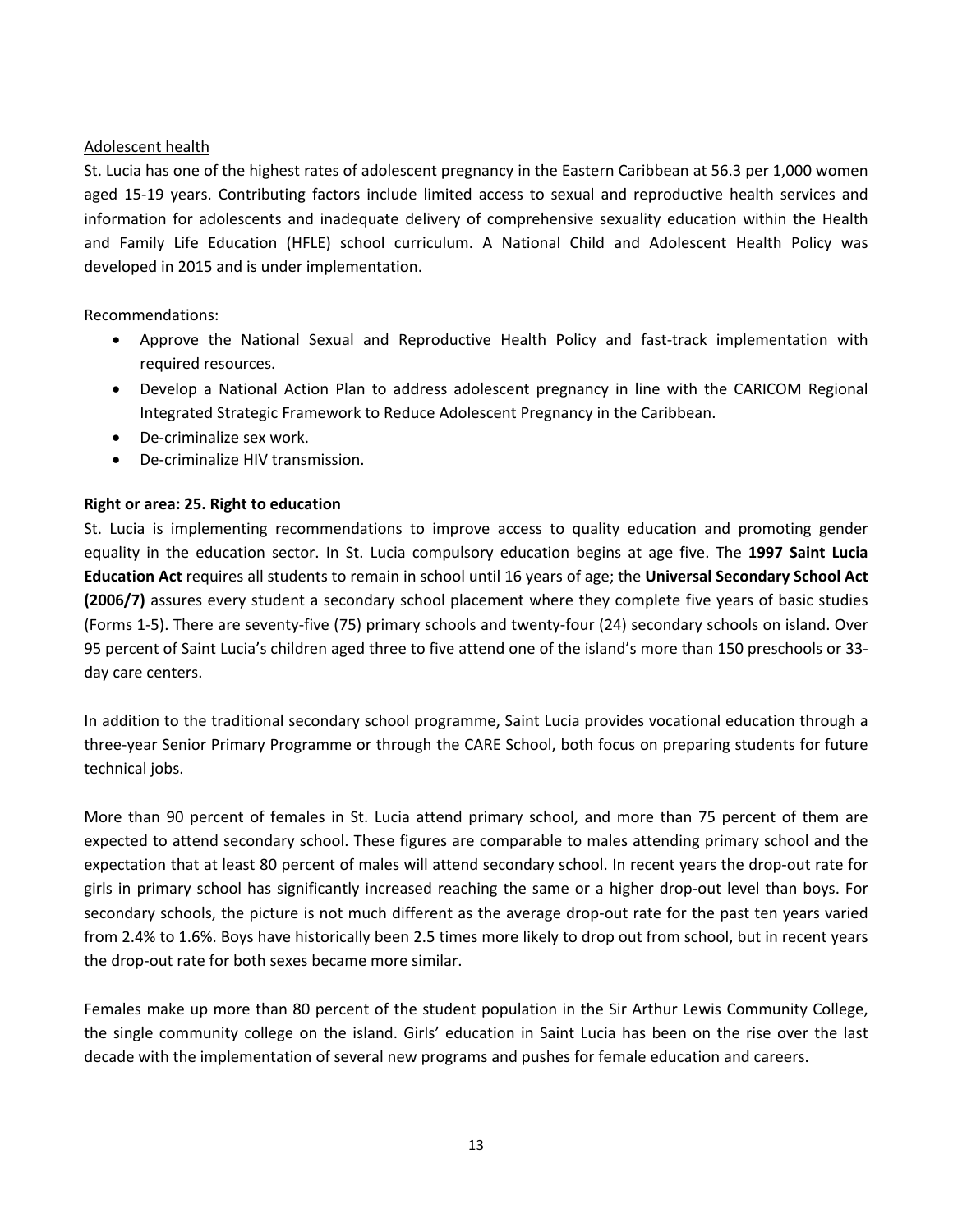Adolescent health

St. Lucia has one of the highest rates of adolescent pregnancy in the Eastern Caribbean at 56.3 per 1,000 women aged 15-19 years. Contributing factors include limited access to sexual and reproductive health services and information for adolescents and inadequate delivery of comprehensive sexuality education within the Health and Family Life Education (HFLE) school curriculum. A National Child and Adolescent Health Policy was developed in 2015 and is under implementation.

Recommendations:

- Approve the National Sexual and Reproductive Health Policy and fast-track implementation with required resources.
- Develop a National Action Plan to address adolescent pregnancy in line with the CARICOM Regional Integrated Strategic Framework to Reduce Adolescent Pregnancy in the Caribbean.
- De-criminalize sex work.
- De-criminalize HIV transmission.

**Right or area: 25. Right to education**

St. Lucia is implementing recommendations to improve access to quality education and promoting gender equality in the education sector. In St. Lucia compulsory education begins at age five. The **1997 Saint Lucia Education Act** requires all students to remain in school until 16 years of age; the **Universal Secondary School Act (2006/7)** assures every student a secondary school placement where they complete five years of basic studies (Forms 1-5). There are seventy-five (75) primary schools and twenty-four (24) secondary schools on island. Over 95 percent of Saint Lucia's children aged three to five attend one of the island's more than 150 preschools or 33-day care centers.

In addition to the traditional secondary school programme, Saint Lucia provides vocational education through a three-year Senior Primary Programme or through the CARE School, both focus on preparing students for future technical jobs.

More than 90 percent of females in St. Lucia attend primary school, and more than 75 percent of them are expected to attend secondary school. These figures are comparable to males attending primary school and the expectation that at least 80 percent of males will attend secondary school. In recent years the drop-out rate for girls in primary school has significantly increased reaching the same or a higher drop-out level than boys. For secondary schools, the picture is not much different as the average drop-out rate for the past ten years varied from 2.4% to 1.6%. Boys have historically been 2.5 times more likely to drop out from school, but in recent years the drop-out rate for both sexes became more similar.

Females make up more than 80 percent of the student population in the Sir Arthur Lewis Community College, the single community college on the island. Girls' education in Saint Lucia has been on the rise over the last decade with the implementation of several new programs and pushes for female education and careers.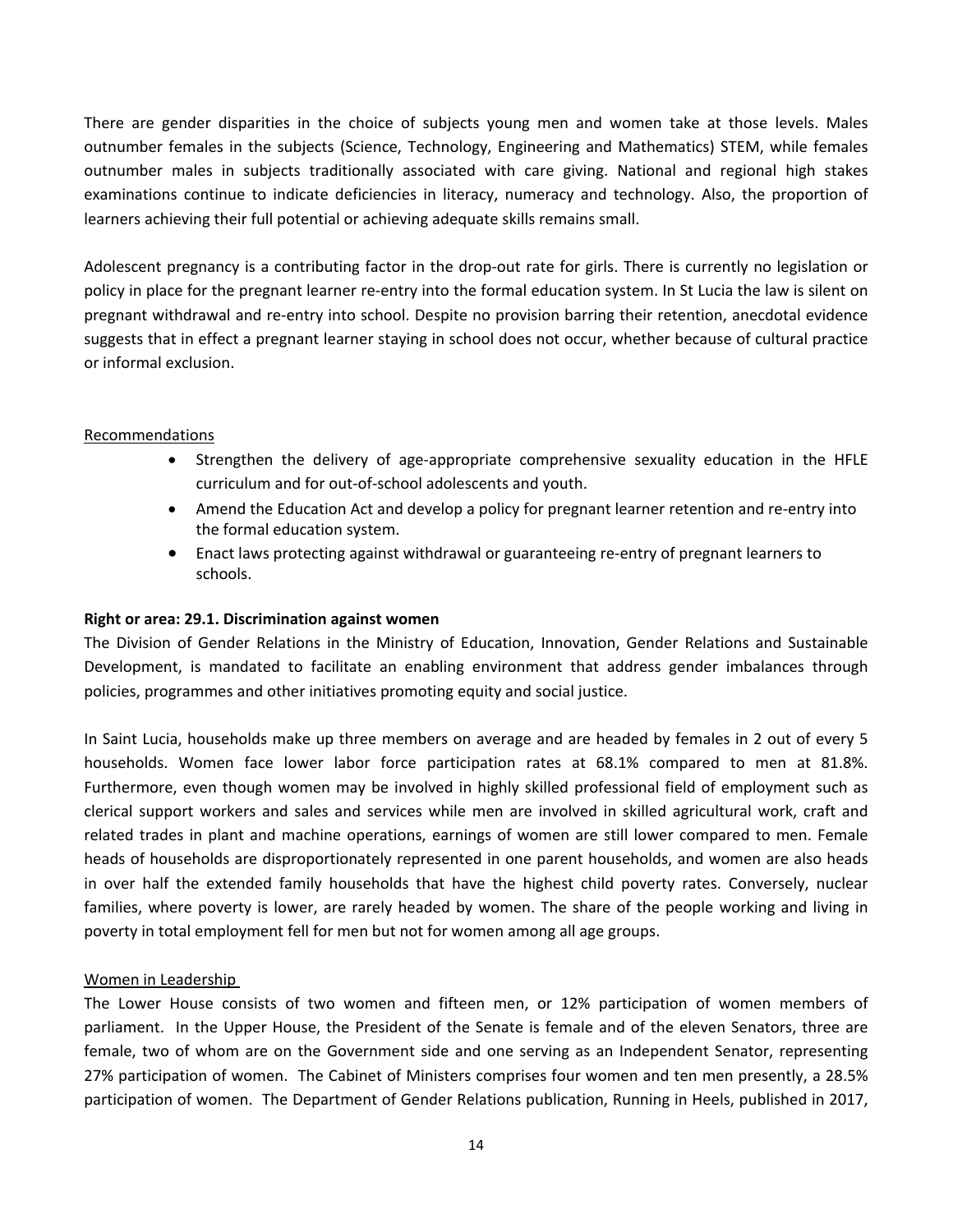There are gender disparities in the choice of subjects young men and women take at those levels. Males outnumber females in the subjects (Science, Technology, Engineering and Mathematics) STEM, while females outnumber males in subjects traditionally associated with care giving. National and regional high stakes examinations continue to indicate deficiencies in literacy, numeracy and technology. Also, the proportion of learners achieving their full potential or achieving adequate skills remains small.

Adolescent pregnancy is a contributing factor in the drop-out rate for girls. There is currently no legislation or policy in place for the pregnant learner re-entry into the formal education system. In St Lucia the law is silent on pregnant withdrawal and re-entry into school. Despite no provision barring their retention, anecdotal evidence suggests that in effect a pregnant learner staying in school does not occur, whether because of cultural practice or informal exclusion.

<u>Recommendations</u>

- Strengthen the delivery of age-appropriate comprehensive sexuality education in the HFLE curriculum and for out-of-school adolescents and youth.
- Amend the Education Act and develop a policy for pregnant learner retention and re-entry into the formal education system.
- Enact laws protecting against withdrawal or guaranteeing re-entry of pregnant learners to schools.

**Right or area: 29.1. Discrimination against women**

The Division of Gender Relations in the Ministry of Education, Innovation, Gender Relations and Sustainable Development, is mandated to facilitate an enabling environment that address gender imbalances through policies, programmes and other initiatives promoting equity and social justice.

In Saint Lucia, households make up three members on average and are headed by females in 2 out of every 5 households. Women face lower labor force participation rates at 68.1% compared to men at 81.8%. Furthermore, even though women may be involved in highly skilled professional field of employment such as clerical support workers and sales and services while men are involved in skilled agricultural work, craft and related trades in plant and machine operations, earnings of women are still lower compared to men. Female heads of households are disproportionately represented in one parent households, and women are also heads in over half the extended family households that have the highest child poverty rates. Conversely, nuclear families, where poverty is lower, are rarely headed by women. The share of the people working and living in poverty in total employment fell for men but not for women among all age groups.

<u>Women in Leadership</u>

The Lower House consists of two women and fifteen men, or 12% participation of women members of parliament. In the Upper House, the President of the Senate is female and of the eleven Senators, three are female, two of whom are on the Government side and one serving as an Independent Senator, representing 27% participation of women. The Cabinet of Ministers comprises four women and ten men presently, a 28.5% participation of women. The Department of Gender Relations publication, Running in Heels, published in 2017,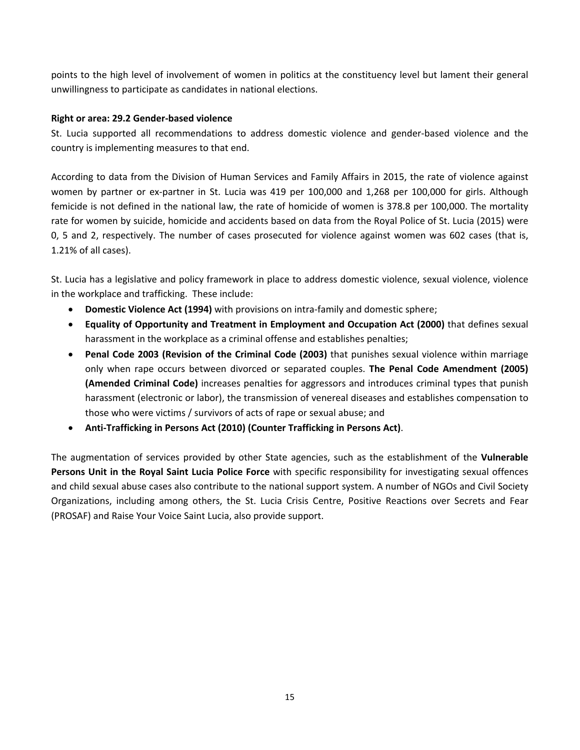points to the high level of involvement of women in politics at the constituency level but lament their general unwillingness to participate as candidates in national elections.

**Right or area: 29.2 Gender-based violence**

St. Lucia supported all recommendations to address domestic violence and gender-based violence and the country is implementing measures to that end.

According to data from the Division of Human Services and Family Affairs in 2015, the rate of violence against women by partner or ex-partner in St. Lucia was 419 per 100,000 and 1,268 per 100,000 for girls. Although femicide is not defined in the national law, the rate of homicide of women is 378.8 per 100,000. The mortality rate for women by suicide, homicide and accidents based on data from the Royal Police of St. Lucia (2015) were 0, 5 and 2, respectively. The number of cases prosecuted for violence against women was 602 cases (that is, 1.21% of all cases).

St. Lucia has a legislative and policy framework in place to address domestic violence, sexual violence, violence in the workplace and trafficking. These include:

- **Domestic Violence Act (1994)** with provisions on intra-family and domestic sphere;
- **Equality of Opportunity and Treatment in Employment and Occupation Act (2000)** that defines sexual harassment in the workplace as a criminal offense and establishes penalties;
- **Penal Code 2003 (Revision of the Criminal Code (2003)** that punishes sexual violence within marriage only when rape occurs between divorced or separated couples. **The Penal Code Amendment (2005) (Amended Criminal Code)** increases penalties for aggressors and introduces criminal types that punish harassment (electronic or labor), the transmission of venereal diseases and establishes compensation to those who were victims / survivors of acts of rape or sexual abuse; and
- **Anti-Trafficking in Persons Act (2010) (Counter Trafficking in Persons Act)**.

The augmentation of services provided by other State agencies, such as the establishment of the **Vulnerable Persons Unit in the Royal Saint Lucia Police Force** with specific responsibility for investigating sexual offences and child sexual abuse cases also contribute to the national support system. A number of NGOs and Civil Society Organizations, including among others, the St. Lucia Crisis Centre, Positive Reactions over Secrets and Fear (PROSAF) and Raise Your Voice Saint Lucia, also provide support.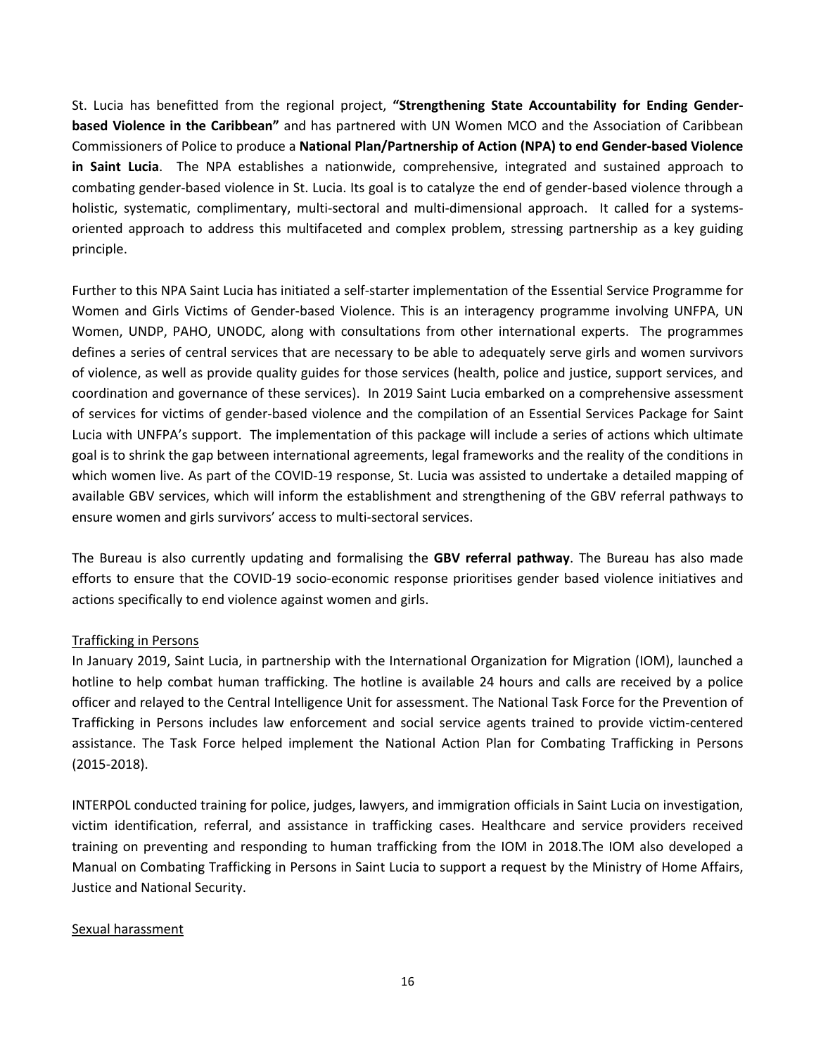St. Lucia has benefitted from the regional project, **"Strengthening State Accountability for Ending Gender-based Violence in the Caribbean"** and has partnered with UN Women MCO and the Association of Caribbean Commissioners of Police to produce a **National Plan/Partnership of Action (NPA) to end Gender-based Violence in Saint Lucia**. The NPA establishes a nationwide, comprehensive, integrated and sustained approach to combating gender-based violence in St. Lucia. Its goal is to catalyze the end of gender-based violence through a holistic, systematic, complimentary, multi-sectoral and multi-dimensional approach. It called for a systems-oriented approach to address this multifaceted and complex problem, stressing partnership as a key guiding principle.

Further to this NPA Saint Lucia has initiated a self-starter implementation of the Essential Service Programme for Women and Girls Victims of Gender-based Violence. This is an interagency programme involving UNFPA, UN Women, UNDP, PAHO, UNODC, along with consultations from other international experts. The programmes defines a series of central services that are necessary to be able to adequately serve girls and women survivors of violence, as well as provide quality guides for those services (health, police and justice, support services, and coordination and governance of these services). In 2019 Saint Lucia embarked on a comprehensive assessment of services for victims of gender-based violence and the compilation of an Essential Services Package for Saint Lucia with UNFPA's support. The implementation of this package will include a series of actions which ultimate goal is to shrink the gap between international agreements, legal frameworks and the reality of the conditions in which women live. As part of the COVID-19 response, St. Lucia was assisted to undertake a detailed mapping of available GBV services, which will inform the establishment and strengthening of the GBV referral pathways to ensure women and girls survivors' access to multi-sectoral services.

The Bureau is also currently updating and formalising the **GBV referral pathway**. The Bureau has also made efforts to ensure that the COVID-19 socio-economic response prioritises gender based violence initiatives and actions specifically to end violence against women and girls.

Trafficking in Persons

In January 2019, Saint Lucia, in partnership with the International Organization for Migration (IOM), launched a hotline to help combat human trafficking. The hotline is available 24 hours and calls are received by a police officer and relayed to the Central Intelligence Unit for assessment. The National Task Force for the Prevention of Trafficking in Persons includes law enforcement and social service agents trained to provide victim-centered assistance. The Task Force helped implement the National Action Plan for Combating Trafficking in Persons (2015-2018).

INTERPOL conducted training for police, judges, lawyers, and immigration officials in Saint Lucia on investigation, victim identification, referral, and assistance in trafficking cases. Healthcare and service providers received training on preventing and responding to human trafficking from the IOM in 2018.The IOM also developed a Manual on Combating Trafficking in Persons in Saint Lucia to support a request by the Ministry of Home Affairs, Justice and National Security.

Sexual harassment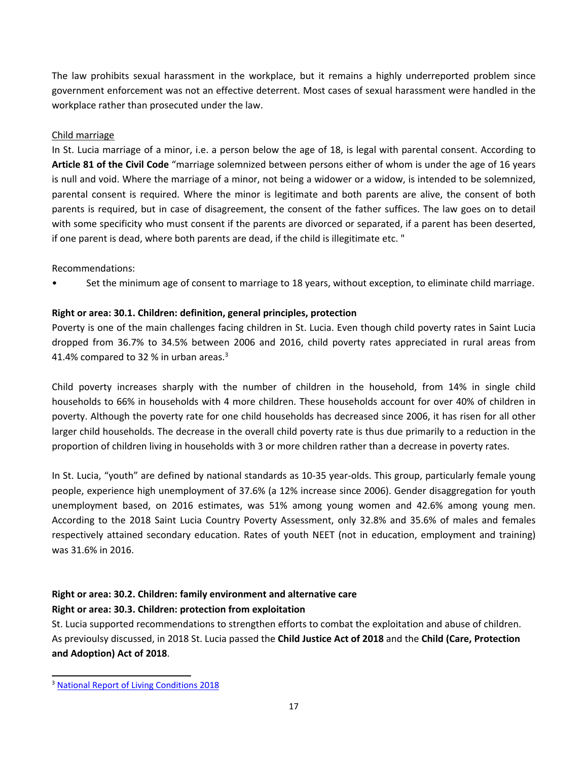The law prohibits sexual harassment in the workplace, but it remains a highly underreported problem since government enforcement was not an effective deterrent. Most cases of sexual harassment were handled in the workplace rather than prosecuted under the law.

Child marriage

In St. Lucia marriage of a minor, i.e. a person below the age of 18, is legal with parental consent. According to **Article 81 of the Civil Code** "marriage solemnized between persons either of whom is under the age of 16 years is null and void. Where the marriage of a minor, not being a widower or a widow, is intended to be solemnized, parental consent is required. Where the minor is legitimate and both parents are alive, the consent of both parents is required, but in case of disagreement, the consent of the father suffices. The law goes on to detail with some specificity who must consent if the parents are divorced or separated, if a parent has been deserted, if one parent is dead, where both parents are dead, if the child is illegitimate etc. "

Recommendations:

- Set the minimum age of consent to marriage to 18 years, without exception, to eliminate child marriage.

**Right or area: 30.1. Children: definition, general principles, protection**

Poverty is one of the main challenges facing children in St. Lucia. Even though child poverty rates in Saint Lucia dropped from 36.7% to 34.5% between 2006 and 2016, child poverty rates appreciated in rural areas from 41.4% compared to 32 % in urban areas.[3]

Child poverty increases sharply with the number of children in the household, from 14% in single child households to 66% in households with 4 more children. These households account for over 40% of children in poverty. Although the poverty rate for one child households has decreased since 2006, it has risen for all other larger child households. The decrease in the overall child poverty rate is thus due primarily to a reduction in the proportion of children living in households with 3 or more children rather than a decrease in poverty rates.

In St. Lucia, "youth" are defined by national standards as 10-35 year-olds. This group, particularly female young people, experience high unemployment of 37.6% (a 12% increase since 2006). Gender disaggregation for youth unemployment based, on 2016 estimates, was 51% among young women and 42.6% among young men. According to the 2018 Saint Lucia Country Poverty Assessment, only 32.8% and 35.6% of males and females respectively attained secondary education. Rates of youth NEET (not in education, employment and training) was 31.6% in 2016.

**Right or area: 30.2. Children: family environment and alternative care**

**Right or area: 30.3. Children: protection from exploitation**

St. Lucia supported recommendations to strengthen efforts to combat the exploitation and abuse of children. As previoulsy discussed, in 2018 St. Lucia passed the **Child Justice Act of 2018** and the **Child (Care, Protection and Adoption) Act of 2018**.

[3] National Report of Living Conditions 2018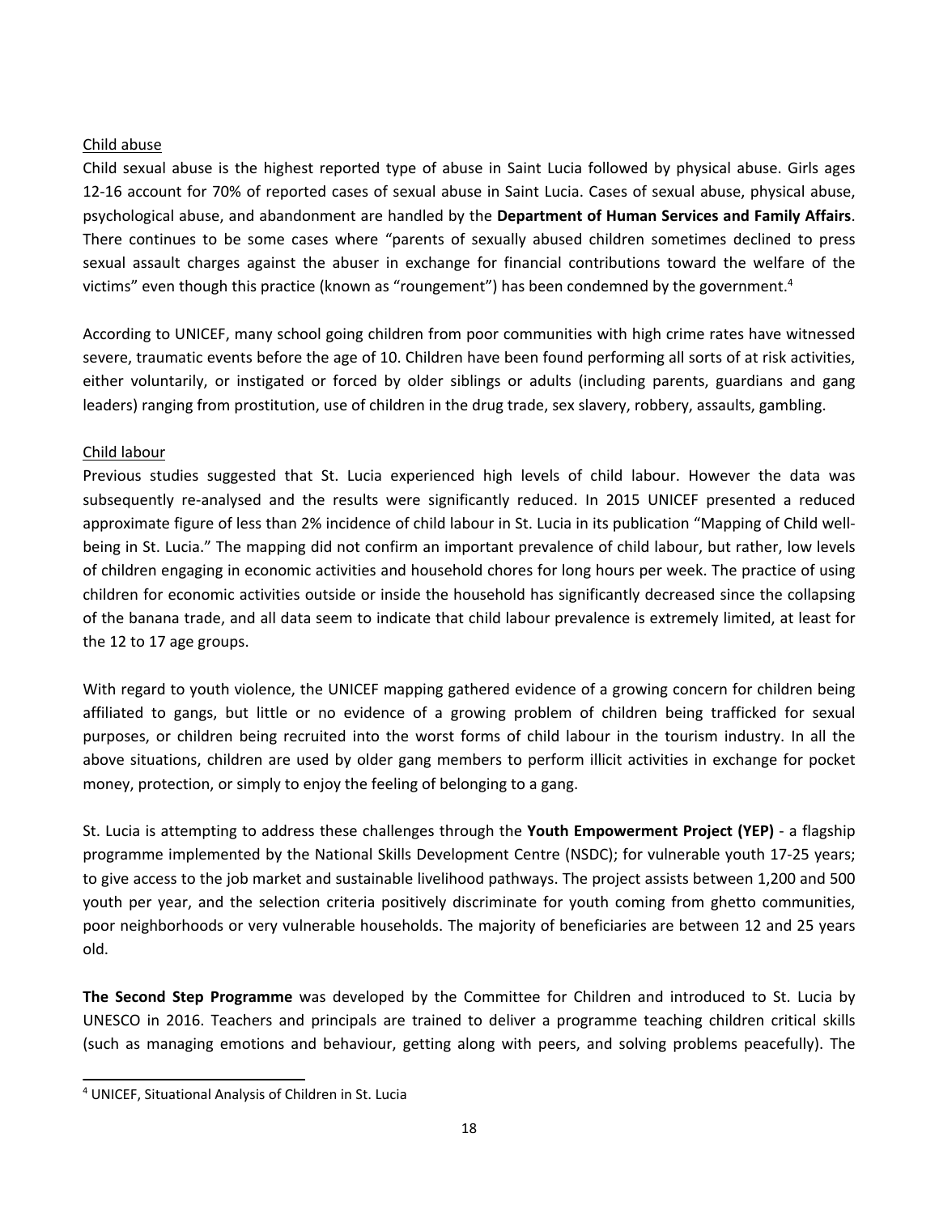Child abuse

Child sexual abuse is the highest reported type of abuse in Saint Lucia followed by physical abuse. Girls ages 12-16 account for 70% of reported cases of sexual abuse in Saint Lucia. Cases of sexual abuse, physical abuse, psychological abuse, and abandonment are handled by the **Department of Human Services and Family Affairs**. There continues to be some cases where "parents of sexually abused children sometimes declined to press sexual assault charges against the abuser in exchange for financial contributions toward the welfare of the victims" even though this practice (known as "roungement") has been condemned by the government.[4]

According to UNICEF, many school going children from poor communities with high crime rates have witnessed severe, traumatic events before the age of 10. Children have been found performing all sorts of at risk activities, either voluntarily, or instigated or forced by older siblings or adults (including parents, guardians and gang leaders) ranging from prostitution, use of children in the drug trade, sex slavery, robbery, assaults, gambling.

Child labour

Previous studies suggested that St. Lucia experienced high levels of child labour. However the data was subsequently re-analysed and the results were significantly reduced. In 2015 UNICEF presented a reduced approximate figure of less than 2% incidence of child labour in St. Lucia in its publication "Mapping of Child well-being in St. Lucia." The mapping did not confirm an important prevalence of child labour, but rather, low levels of children engaging in economic activities and household chores for long hours per week. The practice of using children for economic activities outside or inside the household has significantly decreased since the collapsing of the banana trade, and all data seem to indicate that child labour prevalence is extremely limited, at least for the 12 to 17 age groups.

With regard to youth violence, the UNICEF mapping gathered evidence of a growing concern for children being affiliated to gangs, but little or no evidence of a growing problem of children being trafficked for sexual purposes, or children being recruited into the worst forms of child labour in the tourism industry. In all the above situations, children are used by older gang members to perform illicit activities in exchange for pocket money, protection, or simply to enjoy the feeling of belonging to a gang.

St. Lucia is attempting to address these challenges through the **Youth Empowerment Project (YEP)** - a flagship programme implemented by the National Skills Development Centre (NSDC); for vulnerable youth 17-25 years; to give access to the job market and sustainable livelihood pathways. The project assists between 1,200 and 500 youth per year, and the selection criteria positively discriminate for youth coming from ghetto communities, poor neighborhoods or very vulnerable households. The majority of beneficiaries are between 12 and 25 years old.

**The Second Step Programme** was developed by the Committee for Children and introduced to St. Lucia by UNESCO in 2016. Teachers and principals are trained to deliver a programme teaching children critical skills (such as managing emotions and behaviour, getting along with peers, and solving problems peacefully). The

[4] UNICEF, Situational Analysis of Children in St. Lucia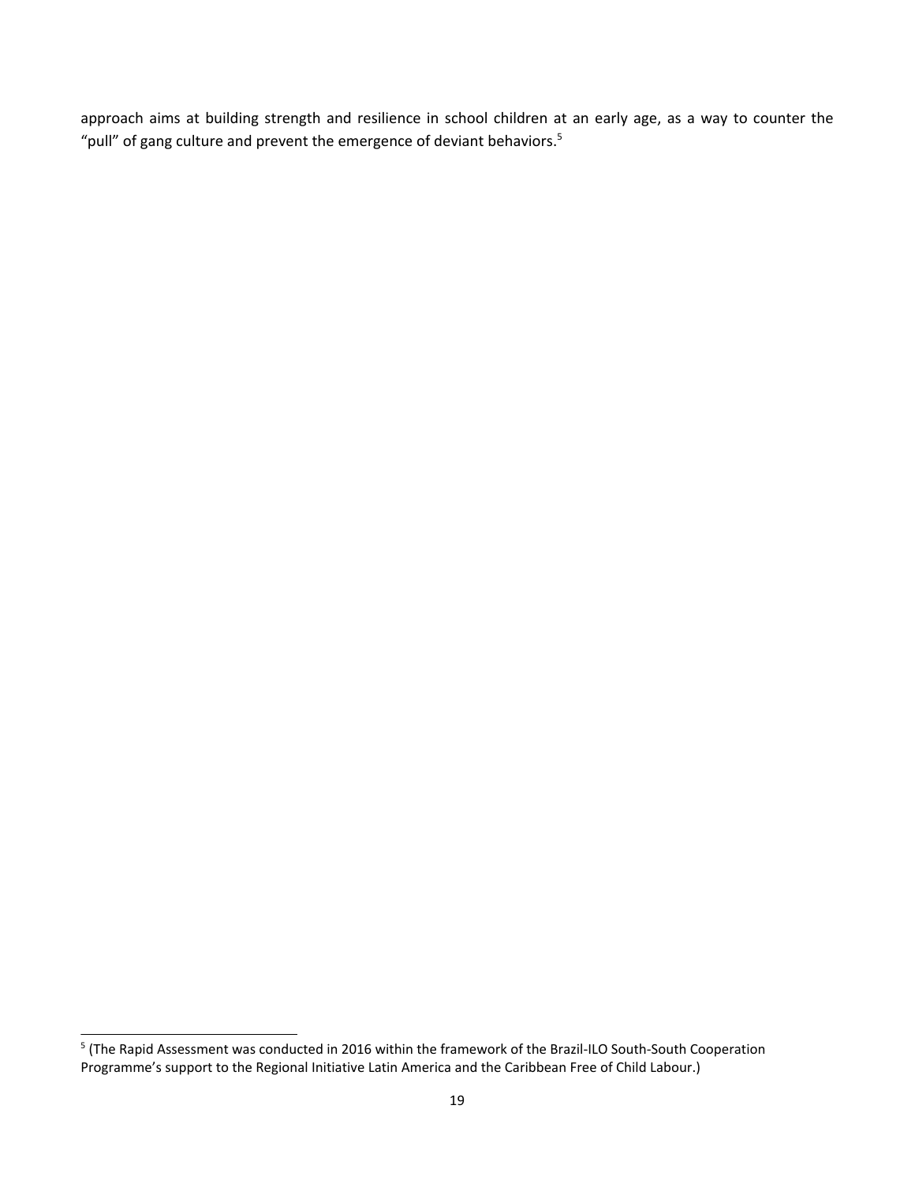approach aims at building strength and resilience in school children at an early age, as a way to counter the "pull" of gang culture and prevent the emergence of deviant behaviors.[5]

[5] (The Rapid Assessment was conducted in 2016 within the framework of the Brazil-ILO South-South Cooperation Programme's support to the Regional Initiative Latin America and the Caribbean Free of Child Labour.)